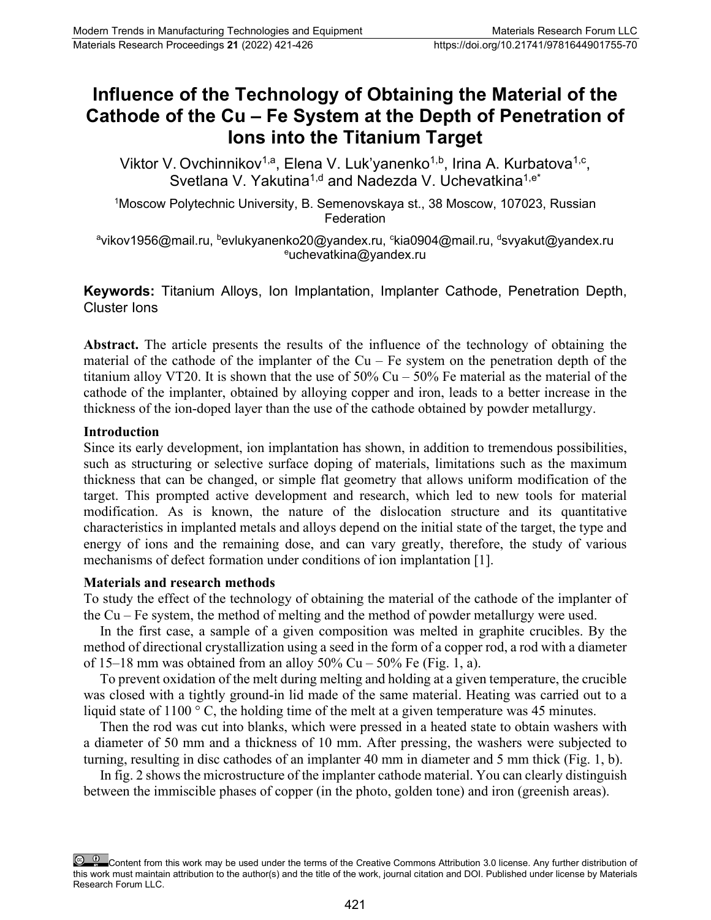# Influence of the Technology of Obtaining the Material of the Cathode of the Cu – Fe System at the Depth of Penetration of Ions into the Titanium Target

Viktor V. Ovchinnikov[1,a], Elena V. Luk'yanenko[1,b], Irina A. Kurbatova[1,c], Svetlana V. Yakutina[1,d] and Nadezda V. Uchevatkina[1,e*]

[1]Moscow Polytechnic University, B. Semenovskaya st., 38 Moscow, 107023, Russian Federation

[a]vikov1956@mail.ru, [b]evlukyanenko20@yandex.ru, [c]kia0904@mail.ru, [d]svyakut@yandex.ru [e]uchevatkina@yandex.ru

**Keywords:** Titanium Alloys, Ion Implantation, Implanter Cathode, Penetration Depth, Cluster Ions

**Abstract.** The article presents the results of the influence of the technology of obtaining the material of the cathode of the implanter of the Cu – Fe system on the penetration depth of the titanium alloy VT20. It is shown that the use of 50% Cu – 50% Fe material as the material of the cathode of the implanter, obtained by alloying copper and iron, leads to a better increase in the thickness of the ion-doped layer than the use of the cathode obtained by powder metallurgy.

## Introduction

Since its early development, ion implantation has shown, in addition to tremendous possibilities, such as structuring or selective surface doping of materials, limitations such as the maximum thickness that can be changed, or simple flat geometry that allows uniform modification of the target. This prompted active development and research, which led to new tools for material modification. As is known, the nature of the dislocation structure and its quantitative characteristics in implanted metals and alloys depend on the initial state of the target, the type and energy of ions and the remaining dose, and can vary greatly, therefore, the study of various mechanisms of defect formation under conditions of ion implantation [1].

## Materials and research methods

To study the effect of the technology of obtaining the material of the cathode of the implanter of the Cu – Fe system, the method of melting and the method of powder metallurgy were used.

In the first case, a sample of a given composition was melted in graphite crucibles. By the method of directional crystallization using a seed in the form of a copper rod, a rod with a diameter of 15–18 mm was obtained from an alloy 50% Cu – 50% Fe (Fig. 1, a).

To prevent oxidation of the melt during melting and holding at a given temperature, the crucible was closed with a tightly ground-in lid made of the same material. Heating was carried out to a liquid state of 1100 ° C, the holding time of the melt at a given temperature was 45 minutes.

Then the rod was cut into blanks, which were pressed in a heated state to obtain washers with a diameter of 50 mm and a thickness of 10 mm. After pressing, the washers were subjected to turning, resulting in disc cathodes of an implanter 40 mm in diameter and 5 mm thick (Fig. 1, b).

In fig. 2 shows the microstructure of the implanter cathode material. You can clearly distinguish between the immiscible phases of copper (in the photo, golden tone) and iron (greenish areas).

Content from this work may be used under the terms of the Creative Commons Attribution 3.0 license. Any further distribution of this work must maintain attribution to the author(s) and the title of the work, journal citation and DOI. Published under license by Materials Research Forum LLC.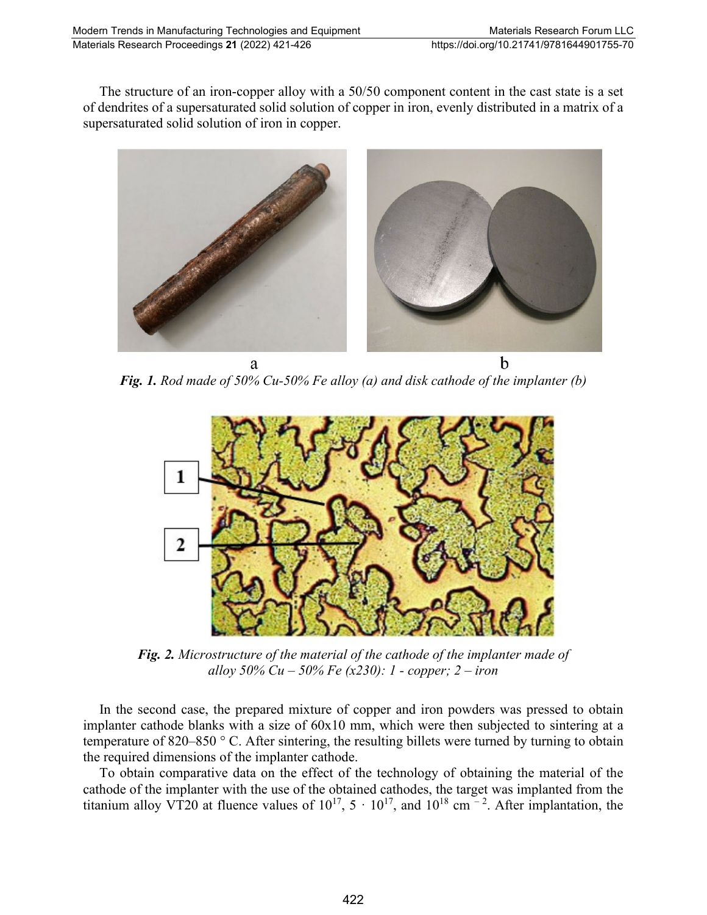The structure of an iron-copper alloy with a 50/50 component content in the cast state is a set of dendrites of a supersaturated solid solution of copper in iron, evenly distributed in a matrix of a supersaturated solid solution of iron in copper.

a b

***Fig. 1.*** *Rod made of 50% Cu-50% Fe alloy (a) and disk cathode of the implanter (b)*

***Fig. 2.*** *Microstructure of the material of the cathode of the implanter made of alloy 50% Cu – 50% Fe (x230): 1 - copper; 2 – iron*

In the second case, the prepared mixture of copper and iron powders was pressed to obtain implanter cathode blanks with a size of 60x10 mm, which were then subjected to sintering at a temperature of 820–850 ° C. After sintering, the resulting billets were turned by turning to obtain the required dimensions of the implanter cathode.

To obtain comparative data on the effect of the technology of obtaining the material of the cathode of the implanter with the use of the obtained cathodes, the target was implanted from the titanium alloy VT20 at fluence values of $10^{17}$, $5 \cdot 10^{17}$, and $10^{18}$ cm$^{-2}$. After implantation, the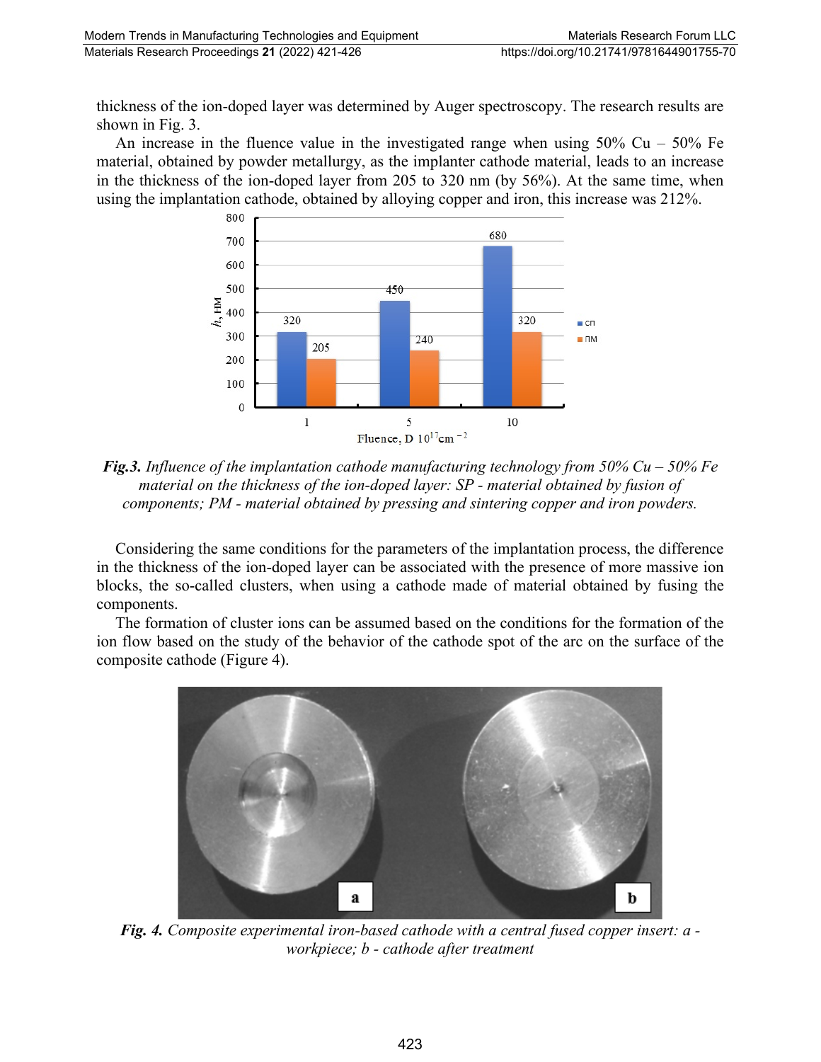thickness of the ion-doped layer was determined by Auger spectroscopy. The research results are shown in Fig. 3.

An increase in the fluence value in the investigated range when using 50% Cu – 50% Fe material, obtained by powder metallurgy, as the implanter cathode material, leads to an increase in the thickness of the ion-doped layer from 205 to 320 nm (by 56%). At the same time, when using the implantation cathode, obtained by alloying copper and iron, this increase was 212%.

***Fig.3.*** *Influence of the implantation cathode manufacturing technology from 50% Cu – 50% Fe material on the thickness of the ion-doped layer: SP - material obtained by fusion of components; PM - material obtained by pressing and sintering copper and iron powders.*

Considering the same conditions for the parameters of the implantation process, the difference in the thickness of the ion-doped layer can be associated with the presence of more massive ion blocks, the so-called clusters, when using a cathode made of material obtained by fusing the components.

The formation of cluster ions can be assumed based on the conditions for the formation of the ion flow based on the study of the behavior of the cathode spot of the arc on the surface of the composite cathode (Figure 4).

***Fig. 4.*** *Composite experimental iron-based cathode with a central fused copper insert: a - workpiece; b - cathode after treatment*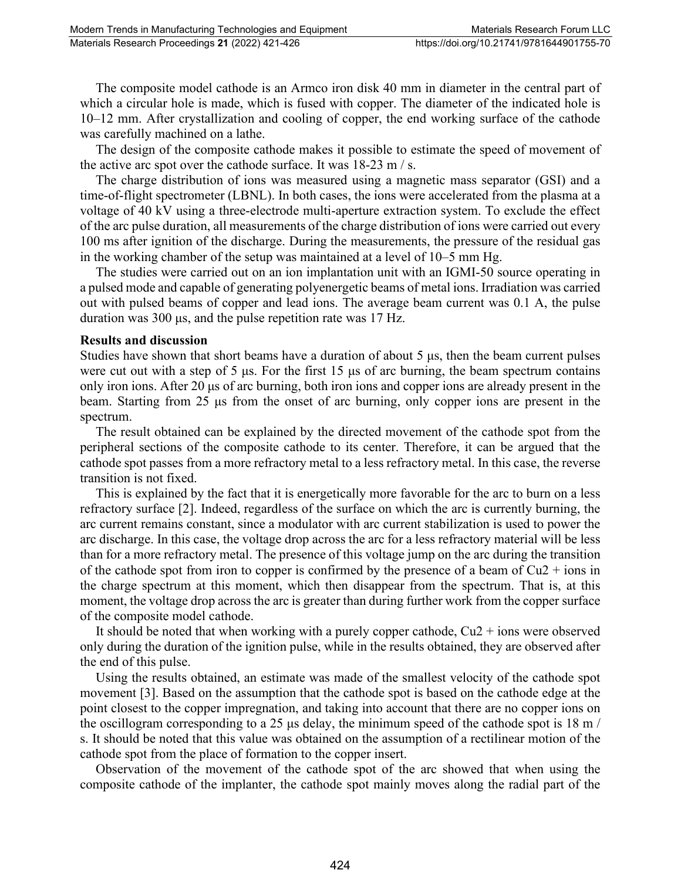The composite model cathode is an Armco iron disk 40 mm in diameter in the central part of which a circular hole is made, which is fused with copper. The diameter of the indicated hole is 10–12 mm. After crystallization and cooling of copper, the end working surface of the cathode was carefully machined on a lathe.

The design of the composite cathode makes it possible to estimate the speed of movement of the active arc spot over the cathode surface. It was 18-23 m / s.

The charge distribution of ions was measured using a magnetic mass separator (GSI) and a time-of-flight spectrometer (LBNL). In both cases, the ions were accelerated from the plasma at a voltage of 40 kV using a three-electrode multi-aperture extraction system. To exclude the effect of the arc pulse duration, all measurements of the charge distribution of ions were carried out every 100 ms after ignition of the discharge. During the measurements, the pressure of the residual gas in the working chamber of the setup was maintained at a level of 10–5 mm Hg.

The studies were carried out on an ion implantation unit with an IGMI-50 source operating in a pulsed mode and capable of generating polyenergetic beams of metal ions. Irradiation was carried out with pulsed beams of copper and lead ions. The average beam current was 0.1 A, the pulse duration was 300 μs, and the pulse repetition rate was 17 Hz.

**Results and discussion**

Studies have shown that short beams have a duration of about 5 μs, then the beam current pulses were cut out with a step of 5 μs. For the first 15 μs of arc burning, the beam spectrum contains only iron ions. After 20 μs of arc burning, both iron ions and copper ions are already present in the beam. Starting from 25 μs from the onset of arc burning, only copper ions are present in the spectrum.

The result obtained can be explained by the directed movement of the cathode spot from the peripheral sections of the composite cathode to its center. Therefore, it can be argued that the cathode spot passes from a more refractory metal to a less refractory metal. In this case, the reverse transition is not fixed.

This is explained by the fact that it is energetically more favorable for the arc to burn on a less refractory surface [2]. Indeed, regardless of the surface on which the arc is currently burning, the arc current remains constant, since a modulator with arc current stabilization is used to power the arc discharge. In this case, the voltage drop across the arc for a less refractory material will be less than for a more refractory metal. The presence of this voltage jump on the arc during the transition of the cathode spot from iron to copper is confirmed by the presence of a beam of $Cu^{2+}$ ions in the charge spectrum at this moment, which then disappear from the spectrum. That is, at this moment, the voltage drop across the arc is greater than during further work from the copper surface of the composite model cathode.

It should be noted that when working with a purely copper cathode, $Cu^{2+}$ ions were observed only during the duration of the ignition pulse, while in the results obtained, they are observed after the end of this pulse.

Using the results obtained, an estimate was made of the smallest velocity of the cathode spot movement [3]. Based on the assumption that the cathode spot is based on the cathode edge at the point closest to the copper impregnation, and taking into account that there are no copper ions on the oscillogram corresponding to a 25 μs delay, the minimum speed of the cathode spot is 18 m / s. It should be noted that this value was obtained on the assumption of a rectilinear motion of the cathode spot from the place of formation to the copper insert.

Observation of the movement of the cathode spot of the arc showed that when using the composite cathode of the implanter, the cathode spot mainly moves along the radial part of the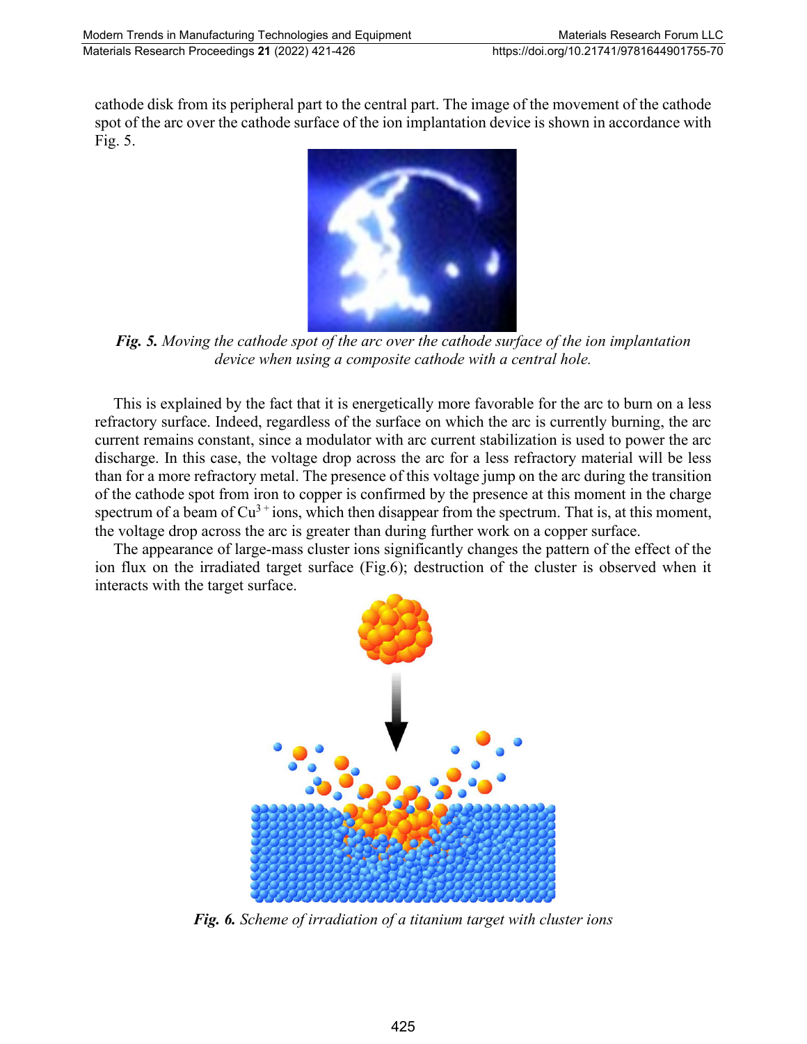cathode disk from its peripheral part to the central part. The image of the movement of the cathode spot of the arc over the cathode surface of the ion implantation device is shown in accordance with Fig. 5.

***Fig. 5.*** *Moving the cathode spot of the arc over the cathode surface of the ion implantation device when using a composite cathode with a central hole.*

This is explained by the fact that it is energetically more favorable for the arc to burn on a less refractory surface. Indeed, regardless of the surface on which the arc is currently burning, the arc current remains constant, since a modulator with arc current stabilization is used to power the arc discharge. In this case, the voltage drop across the arc for a less refractory material will be less than for a more refractory metal. The presence of this voltage jump on the arc during the transition of the cathode spot from iron to copper is confirmed by the presence at this moment in the charge spectrum of a beam of $Cu^{3+}$ ions, which then disappear from the spectrum. That is, at this moment, the voltage drop across the arc is greater than during further work on a copper surface.

The appearance of large-mass cluster ions significantly changes the pattern of the effect of the ion flux on the irradiated target surface (Fig.6); destruction of the cluster is observed when it interacts with the target surface.

***Fig. 6.*** *Scheme of irradiation of a titanium target with cluster ions*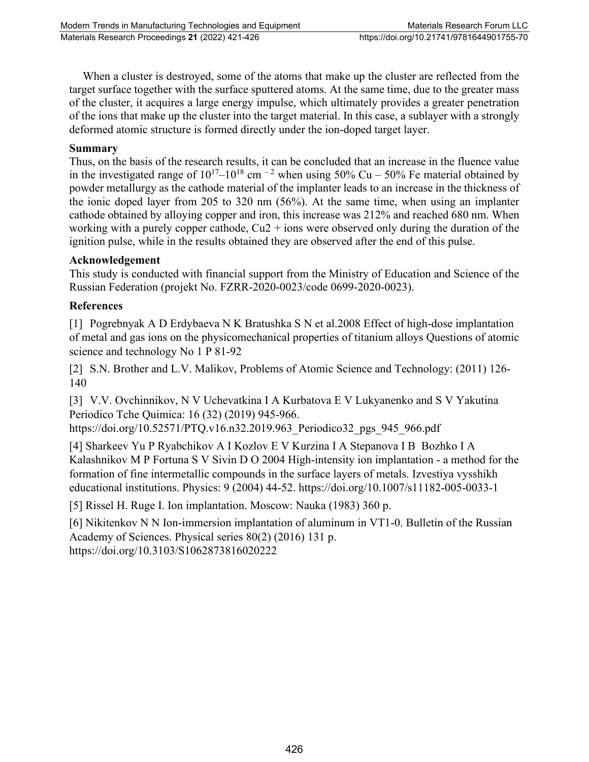When a cluster is destroyed, some of the atoms that make up the cluster are reflected from the target surface together with the surface sputtered atoms. At the same time, due to the greater mass of the cluster, it acquires a large energy impulse, which ultimately provides a greater penetration of the ions that make up the cluster into the target material. In this case, a sublayer with a strongly deformed atomic structure is formed directly under the ion-doped target layer.

## Summary

Thus, on the basis of the research results, it can be concluded that an increase in the fluence value in the investigated range of $10^{17}$–$10^{18}$ cm $^{-2}$ when using 50% Cu – 50% Fe material obtained by powder metallurgy as the cathode material of the implanter leads to an increase in the thickness of the ionic doped layer from 205 to 320 nm (56%). At the same time, when using an implanter cathode obtained by alloying copper and iron, this increase was 212% and reached 680 nm. When working with a purely copper cathode, Cu2 + ions were observed only during the duration of the ignition pulse, while in the results obtained they are observed after the end of this pulse.

## Acknowledgement

This study is conducted with financial support from the Ministry of Education and Science of the Russian Federation (projekt No. FZRR-2020-0023/code 0699-2020-0023).

## References

[1] Pogrebnyak A D Erdybaeva N K Bratushka S N et al.2008 Effect of high-dose implantation of metal and gas ions on the physicomechanical properties of titanium alloys Questions of atomic science and technology No 1 P 81-92

[2] S.N. Brother and L.V. Malikov, Problems of Atomic Science and Technology: (2011) 126-140

[3] V.V. Ovchinnikov, N V Uchevatkina I A Kurbatova E V Lukyanenko and S V Yakutina Periodico Tche Quimica: 16 (32) (2019) 945-966. https://doi.org/10.52571/PTQ.v16.n32.2019.963_Periodico32_pgs_945_966.pdf

[4] Sharkeev Yu P Ryabchikov A I Kozlov E V Kurzina I A Stepanova I B Bozhko I A Kalashnikov M P Fortuna S V Sivin D O 2004 High-intensity ion implantation - a method for the formation of fine intermetallic compounds in the surface layers of metals. Izvestiya vysshikh educational institutions. Physics: 9 (2004) 44-52. https://doi.org/10.1007/s11182-005-0033-1

[5] Rissel H. Ruge I. Ion implantation. Moscow: Nauka (1983) 360 p.

[6] Nikitenkov N N Ion-immersion implantation of aluminum in VT1-0. Bulletin of the Russian Academy of Sciences. Physical series 80(2) (2016) 131 p. https://doi.org/10.3103/S1062873816020222